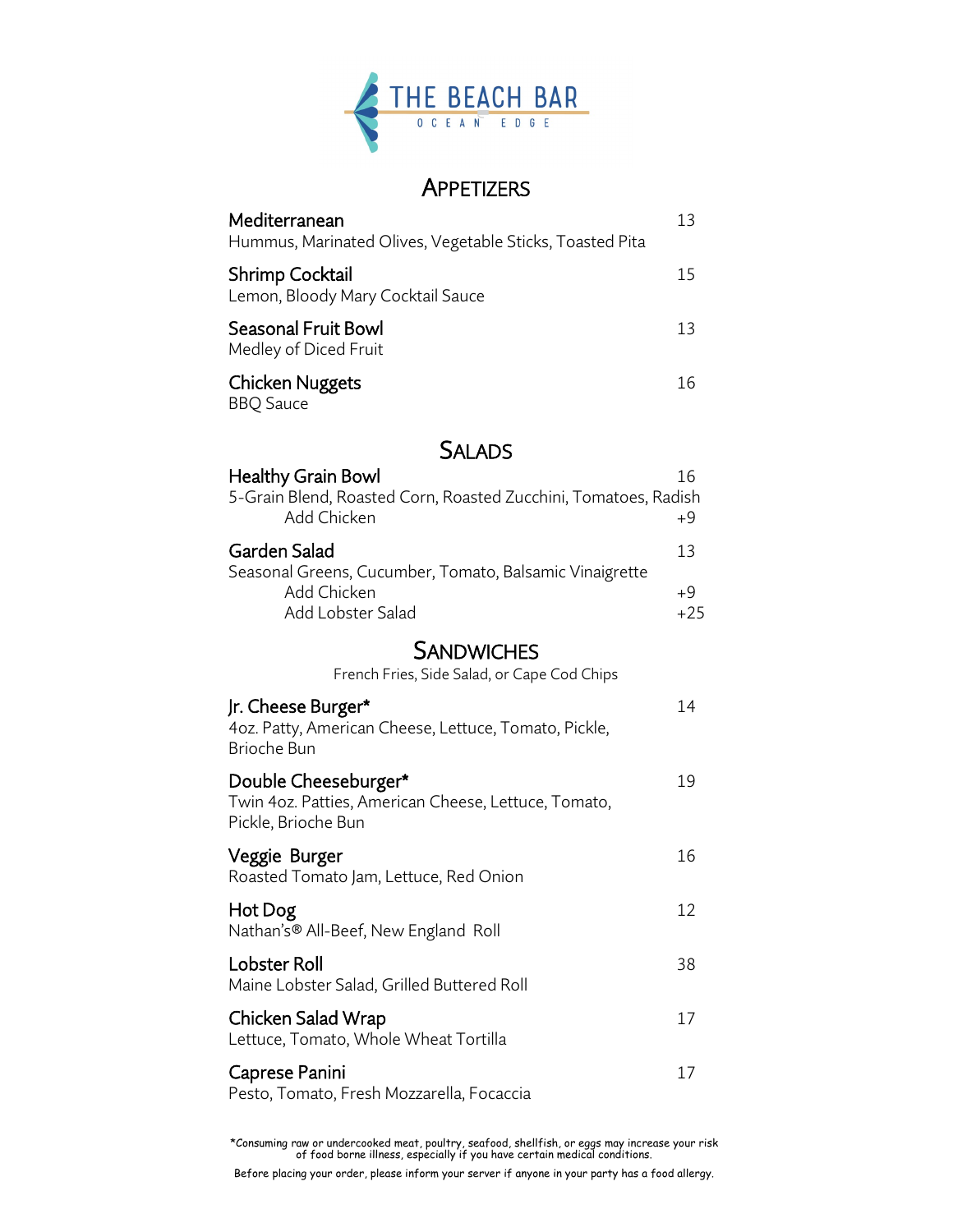# THE BEACH BAR

OCEAN EDGE

## Appetizers

**Mediterranean** 13
Hummus, Marinated Olives, Vegetable Sticks, Toasted Pita

**Shrimp Cocktail** 15
Lemon, Bloody Mary Cocktail Sauce

**Seasonal Fruit Bowl** 13
Medley of Diced Fruit

**Chicken Nuggets** 16
BBQ Sauce

## Salads

**Healthy Grain Bowl** 16
5-Grain Blend, Roasted Corn, Roasted Zucchini, Tomatoes, Radish
Add Chicken +9

**Garden Salad** 13
Seasonal Greens, Cucumber, Tomato, Balsamic Vinaigrette
Add Chicken +9
Add Lobster Salad +25

## Sandwiches

French Fries, Side Salad, or Cape Cod Chips

**Jr. Cheese Burger*** 14
4oz. Patty, American Cheese, Lettuce, Tomato, Pickle, Brioche Bun

**Double Cheeseburger*** 19
Twin 4oz. Patties, American Cheese, Lettuce, Tomato, Pickle, Brioche Bun

**Veggie Burger** 16
Roasted Tomato Jam, Lettuce, Red Onion

**Hot Dog** 12
Nathan's® All-Beef, New England Roll

**Lobster Roll** 38
Maine Lobster Salad, Grilled Buttered Roll

**Chicken Salad Wrap** 17
Lettuce, Tomato, Whole Wheat Tortilla

**Caprese Panini** 17
Pesto, Tomato, Fresh Mozzarella, Focaccia

*Consuming raw or undercooked meat, poultry, seafood, shellfish, or eggs may increase your risk of food borne illness, especially if you have certain medical conditions.

Before placing your order, please inform your server if anyone in your party has a food allergy.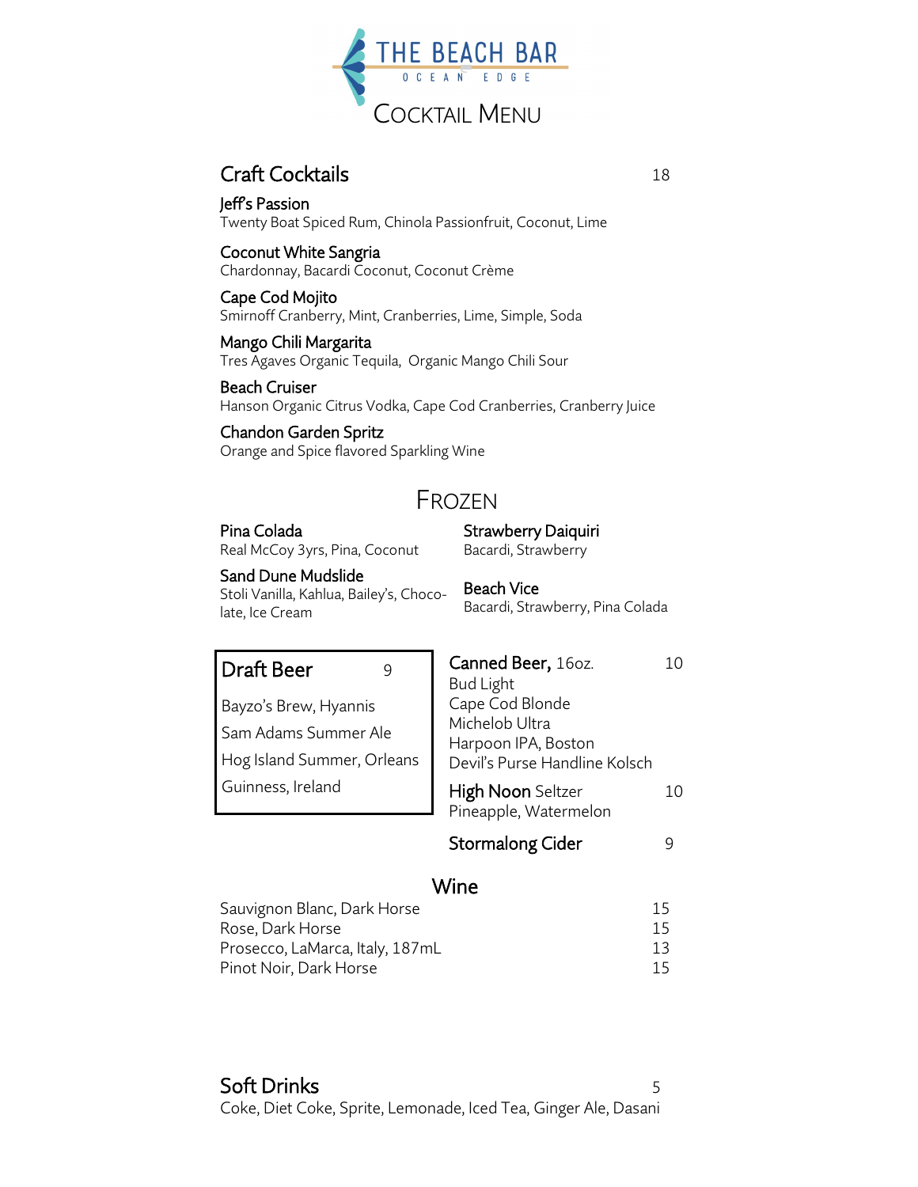# THE BEACH BAR

OCEAN EDGE

## Cocktail Menu

## Craft Cocktails 18

**Jeff's Passion**
Twenty Boat Spiced Rum, Chinola Passionfruit, Coconut, Lime

**Coconut White Sangria**
Chardonnay, Bacardi Coconut, Coconut Crème

**Cape Cod Mojito**
Smirnoff Cranberry, Mint, Cranberries, Lime, Simple, Soda

**Mango Chili Margarita**
Tres Agaves Organic Tequila, Organic Mango Chili Sour

**Beach Cruiser**
Hanson Organic Citrus Vodka, Cape Cod Cranberries, Cranberry Juice

**Chandon Garden Spritz**
Orange and Spice flavored Sparkling Wine

## Frozen

**Pina Colada**
Real McCoy 3yrs, Pina, Coconut

**Sand Dune Mudslide**
Stoli Vanilla, Kahlua, Bailey's, Chocolate, Ice Cream

**Strawberry Daiquiri**
Bacardi, Strawberry

**Beach Vice**
Bacardi, Strawberry, Pina Colada

## Draft Beer 9

Bayzo's Brew, Hyannis
Sam Adams Summer Ale
Hog Island Summer, Orleans
Guinness, Ireland

## Canned Beer, 16oz. 10

Bud Light
Cape Cod Blonde
Michelob Ultra
Harpoon IPA, Boston
Devil's Purse Handline Kolsch

## High Noon Seltzer 10

Pineapple, Watermelon

## Stormalong Cider 9

## Wine

| | |
|---|---|
| Sauvignon Blanc, Dark Horse | 15 |
| Rose, Dark Horse | 15 |
| Prosecco, LaMarca, Italy, 187mL | 13 |
| Pinot Noir, Dark Horse | 15 |

## Soft Drinks 5

Coke, Diet Coke, Sprite, Lemonade, Iced Tea, Ginger Ale, Dasani